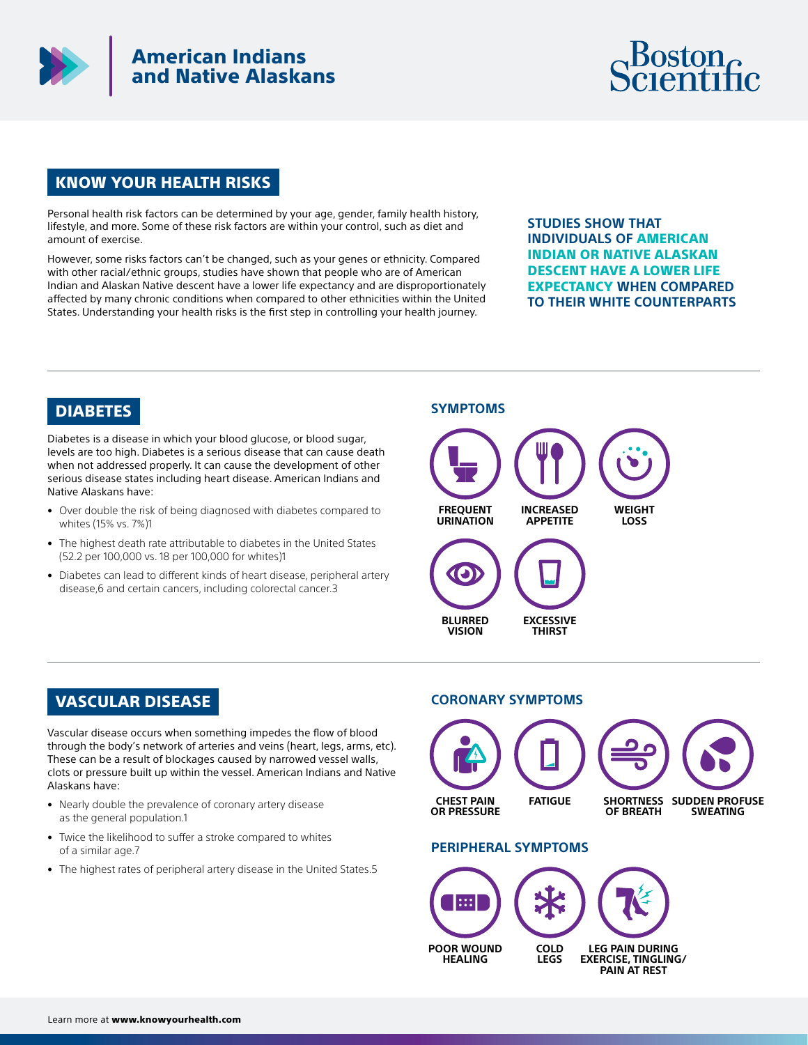# American Indians and Native Alaskans

Boston Scientific

## KNOW YOUR HEALTH RISKS

Personal health risk factors can be determined by your age, gender, family health history, lifestyle, and more. Some of these risk factors are within your control, such as diet and amount of exercise.

However, some risks factors can't be changed, such as your genes or ethnicity. Compared with other racial/ethnic groups, studies have shown that people who are of American Indian and Alaskan Native descent have a lower life expectancy and are disproportionately affected by many chronic conditions when compared to other ethnicities within the United States. Understanding your health risks is the first step in controlling your health journey.

**STUDIES SHOW THAT INDIVIDUALS OF AMERICAN INDIAN OR NATIVE ALASKAN DESCENT HAVE A LOWER LIFE EXPECTANCY WHEN COMPARED TO THEIR WHITE COUNTERPARTS**

## DIABETES

Diabetes is a disease in which your blood glucose, or blood sugar, levels are too high. Diabetes is a serious disease that can cause death when not addressed properly. It can cause the development of other serious disease states including heart disease. American Indians and Native Alaskans have:

- Over double the risk of being diagnosed with diabetes compared to whites (15% vs. 7%)[1]
- The highest death rate attributable to diabetes in the United States (52.2 per 100,000 vs. 18 per 100,000 for whites)[1]
- Diabetes can lead to different kinds of heart disease, peripheral artery disease,[6] and certain cancers, including colorectal cancer.[3]

### SYMPTOMS

- FREQUENT URINATION
- INCREASED APPETITE
- WEIGHT LOSS
- BLURRED VISION
- EXCESSIVE THIRST

## VASCULAR DISEASE

Vascular disease occurs when something impedes the flow of blood through the body's network of arteries and veins (heart, legs, arms, etc). These can be a result of blockages caused by narrowed vessel walls, clots or pressure built up within the vessel. American Indians and Native Alaskans have:

- Nearly double the prevalence of coronary artery disease as the general population.[1]
- Twice the likelihood to suffer a stroke compared to whites of a similar age.[7]
- The highest rates of peripheral artery disease in the United States.[5]

### CORONARY SYMPTOMS

- CHEST PAIN OR PRESSURE
- FATIGUE
- SHORTNESS OF BREATH
- SUDDEN PROFUSE SWEATING

### PERIPHERAL SYMPTOMS

- POOR WOUND HEALING
- COLD LEGS
- LEG PAIN DURING EXERCISE, TINGLING/ PAIN AT REST

Learn more at **www.knowyourhealth.com**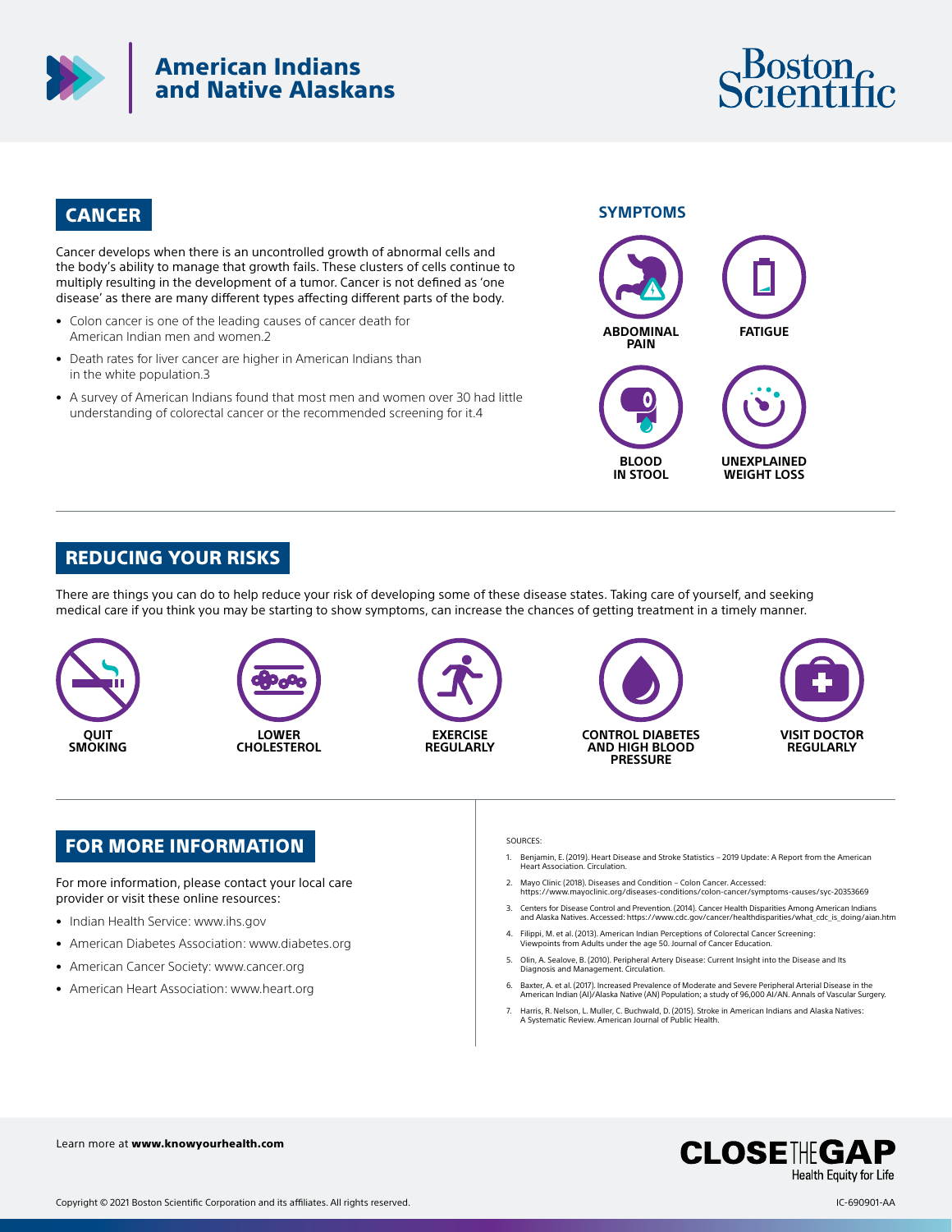# American Indians and Native Alaskans

## CANCER

Cancer develops when there is an uncontrolled growth of abnormal cells and the body's ability to manage that growth fails. These clusters of cells continue to multiply resulting in the development of a tumor. Cancer is not defined as 'one disease' as there are many different types affecting different parts of the body.

- Colon cancer is one of the leading causes of cancer death for American Indian men and women.2
- Death rates for liver cancer are higher in American Indians than in the white population.3
- A survey of American Indians found that most men and women over 30 had little understanding of colorectal cancer or the recommended screening for it.4

### SYMPTOMS

ABDOMINAL PAIN

FATIGUE

BLOOD IN STOOL

UNEXPLAINED WEIGHT LOSS

## REDUCING YOUR RISKS

There are things you can do to help reduce your risk of developing some of these disease states. Taking care of yourself, and seeking medical care if you think you may be starting to show symptoms, can increase the chances of getting treatment in a timely manner.

QUIT SMOKING

LOWER CHOLESTEROL

EXERCISE REGULARLY

CONTROL DIABETES AND HIGH BLOOD PRESSURE

VISIT DOCTOR REGULARLY

## FOR MORE INFORMATION

For more information, please contact your local care provider or visit these online resources:

- Indian Health Service: www.ihs.gov
- American Diabetes Association: www.diabetes.org
- American Cancer Society: www.cancer.org
- American Heart Association: www.heart.org

SOURCES:

1. Benjamin, E. (2019). Heart Disease and Stroke Statistics – 2019 Update: A Report from the American Heart Association. Circulation.
2. Mayo Clinic (2018). Diseases and Condition – Colon Cancer. Accessed: https://www.mayoclinic.org/diseases-conditions/colon-cancer/symptoms-causes/syc-20353669
3. Centers for Disease Control and Prevention. (2014). Cancer Health Disparities Among American Indians and Alaska Natives. Accessed: https://www.cdc.gov/cancer/healthdisparities/what_cdc_is_doing/aian.htm
4. Filippi, M. et al. (2013). American Indian Perceptions of Colorectal Cancer Screening: Viewpoints from Adults under the age 50. Journal of Cancer Education.
5. Olin, A. Sealove, B. (2010). Peripheral Artery Disease: Current Insight into the Disease and Its Diagnosis and Management. Circulation.
6. Baxter, A. et al. (2017). Increased Prevalence of Moderate and Severe Peripheral Arterial Disease in the American Indian (AI)/Alaska Native (AN) Population; a study of 96,000 AI/AN. Annals of Vascular Surgery.
7. Harris, R. Nelson, L. Muller, C. Buchwald, D. (2015). Stroke in American Indians and Alaska Natives: A Systematic Review. American Journal of Public Health.

Learn more at **www.knowyourhealth.com**

CLOSE THE GAP
Health Equity for Life

Copyright © 2021 Boston Scientific Corporation and its affiliates. All rights reserved.

IC-690901-AA